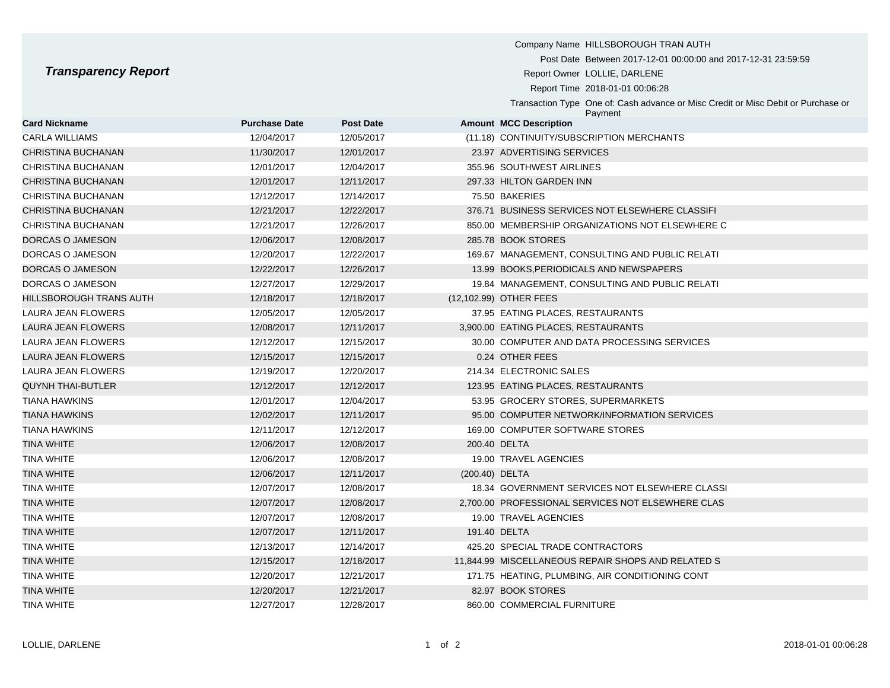# *Transparency Report*

Company Name HILLSBOROUGH TRAN AUTH
Post Date Between 2017-12-01 00:00:00 and 2017-12-31 23:59:59
Report Owner LOLLIE, DARLENE
Report Time 2018-01-01 00:06:28
Transaction Type One of: Cash advance or Misc Credit or Misc Debit or Purchase or Payment

| Card Nickname | Purchase Date | Post Date | Amount | MCC Description |
|---|---|---|---|---|
| CARLA WILLIAMS | 12/04/2017 | 12/05/2017 | (11.18) | CONTINUITY/SUBSCRIPTION MERCHANTS |
| CHRISTINA BUCHANAN | 11/30/2017 | 12/01/2017 | 23.97 | ADVERTISING SERVICES |
| CHRISTINA BUCHANAN | 12/01/2017 | 12/04/2017 | 355.96 | SOUTHWEST AIRLINES |
| CHRISTINA BUCHANAN | 12/01/2017 | 12/11/2017 | 297.33 | HILTON GARDEN INN |
| CHRISTINA BUCHANAN | 12/12/2017 | 12/14/2017 | 75.50 | BAKERIES |
| CHRISTINA BUCHANAN | 12/21/2017 | 12/22/2017 | 376.71 | BUSINESS SERVICES NOT ELSEWHERE CLASSIFI |
| CHRISTINA BUCHANAN | 12/21/2017 | 12/26/2017 | 850.00 | MEMBERSHIP ORGANIZATIONS NOT ELSEWHERE C |
| DORCAS O JAMESON | 12/06/2017 | 12/08/2017 | 285.78 | BOOK STORES |
| DORCAS O JAMESON | 12/20/2017 | 12/22/2017 | 169.67 | MANAGEMENT, CONSULTING AND PUBLIC RELATI |
| DORCAS O JAMESON | 12/22/2017 | 12/26/2017 | 13.99 | BOOKS,PERIODICALS AND NEWSPAPERS |
| DORCAS O JAMESON | 12/27/2017 | 12/29/2017 | 19.84 | MANAGEMENT, CONSULTING AND PUBLIC RELATI |
| HILLSBOROUGH TRANS AUTH | 12/18/2017 | 12/18/2017 | (12,102.99) | OTHER FEES |
| LAURA JEAN FLOWERS | 12/05/2017 | 12/05/2017 | 37.95 | EATING PLACES, RESTAURANTS |
| LAURA JEAN FLOWERS | 12/08/2017 | 12/11/2017 | 3,900.00 | EATING PLACES, RESTAURANTS |
| LAURA JEAN FLOWERS | 12/12/2017 | 12/15/2017 | 30.00 | COMPUTER AND DATA PROCESSING SERVICES |
| LAURA JEAN FLOWERS | 12/15/2017 | 12/15/2017 | 0.24 | OTHER FEES |
| LAURA JEAN FLOWERS | 12/19/2017 | 12/20/2017 | 214.34 | ELECTRONIC SALES |
| QUYNH THAI-BUTLER | 12/12/2017 | 12/12/2017 | 123.95 | EATING PLACES, RESTAURANTS |
| TIANA HAWKINS | 12/01/2017 | 12/04/2017 | 53.95 | GROCERY STORES, SUPERMARKETS |
| TIANA HAWKINS | 12/02/2017 | 12/11/2017 | 95.00 | COMPUTER NETWORK/INFORMATION SERVICES |
| TIANA HAWKINS | 12/11/2017 | 12/12/2017 | 169.00 | COMPUTER SOFTWARE STORES |
| TINA WHITE | 12/06/2017 | 12/08/2017 | 200.40 | DELTA |
| TINA WHITE | 12/06/2017 | 12/08/2017 | 19.00 | TRAVEL AGENCIES |
| TINA WHITE | 12/06/2017 | 12/11/2017 | (200.40) | DELTA |
| TINA WHITE | 12/07/2017 | 12/08/2017 | 18.34 | GOVERNMENT SERVICES NOT ELSEWHERE CLASSI |
| TINA WHITE | 12/07/2017 | 12/08/2017 | 2,700.00 | PROFESSIONAL SERVICES NOT ELSEWHERE CLAS |
| TINA WHITE | 12/07/2017 | 12/08/2017 | 19.00 | TRAVEL AGENCIES |
| TINA WHITE | 12/07/2017 | 12/11/2017 | 191.40 | DELTA |
| TINA WHITE | 12/13/2017 | 12/14/2017 | 425.20 | SPECIAL TRADE CONTRACTORS |
| TINA WHITE | 12/15/2017 | 12/18/2017 | 11,844.99 | MISCELLANEOUS REPAIR SHOPS AND RELATED S |
| TINA WHITE | 12/20/2017 | 12/21/2017 | 171.75 | HEATING, PLUMBING, AIR CONDITIONING CONT |
| TINA WHITE | 12/20/2017 | 12/21/2017 | 82.97 | BOOK STORES |
| TINA WHITE | 12/27/2017 | 12/28/2017 | 860.00 | COMMERCIAL FURNITURE |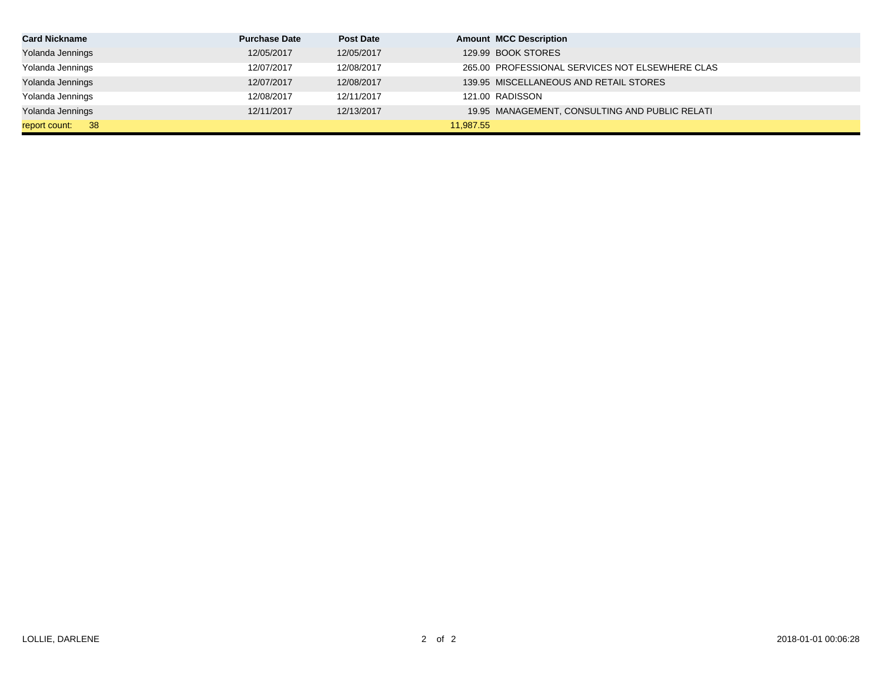| Card Nickname | Purchase Date | Post Date | Amount | MCC Description |
|---|---|---|---|---|
| Yolanda Jennings | 12/05/2017 | 12/05/2017 | 129.99 | BOOK STORES |
| Yolanda Jennings | 12/07/2017 | 12/08/2017 | 265.00 | PROFESSIONAL SERVICES NOT ELSEWHERE CLAS |
| Yolanda Jennings | 12/07/2017 | 12/08/2017 | 139.95 | MISCELLANEOUS AND RETAIL STORES |
| Yolanda Jennings | 12/08/2017 | 12/11/2017 | 121.00 | RADISSON |
| Yolanda Jennings | 12/11/2017 | 12/13/2017 | 19.95 | MANAGEMENT, CONSULTING AND PUBLIC RELATI |
| report count: 38 | | | 11,987.55 | |

LOLLIE, DARLENE

2018-01-01 00:06:28